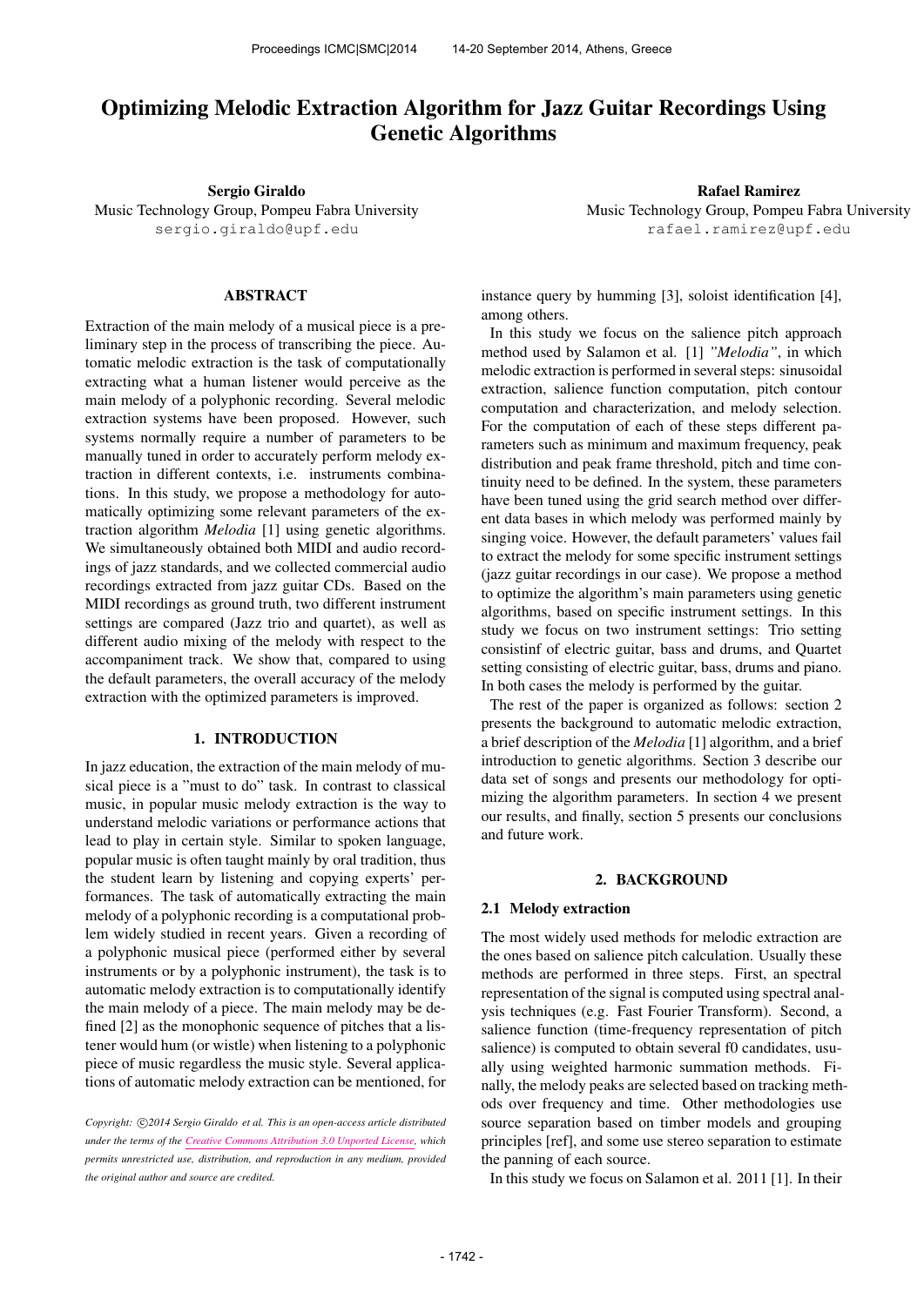# Optimizing Melodic Extraction Algorithm for Jazz Guitar Recordings Using Genetic Algorithms

**Sergio Giraldo**
Music Technology Group, Pompeu Fabra University
sergio.giraldo@upf.edu

**Rafael Ramirez**
Music Technology Group, Pompeu Fabra University
rafael.ramirez@upf.edu

## ABSTRACT

Extraction of the main melody of a musical piece is a preliminary step in the process of transcribing the piece. Automatic melodic extraction is the task of computationally extracting what a human listener would perceive as the main melody of a polyphonic recording. Several melodic extraction systems have been proposed. However, such systems normally require a number of parameters to be manually tuned in order to accurately perform melody extraction in different contexts, i.e. instruments combinations. In this study, we propose a methodology for automatically optimizing some relevant parameters of the extraction algorithm *Melodia* [1] using genetic algorithms. We simultaneously obtained both MIDI and audio recordings of jazz standards, and we collected commercial audio recordings extracted from jazz guitar CDs. Based on the MIDI recordings as ground truth, two different instrument settings are compared (Jazz trio and quartet), as well as different audio mixing of the melody with respect to the accompaniment track. We show that, compared to using the default parameters, the overall accuracy of the melody extraction with the optimized parameters is improved.

## 1. INTRODUCTION

In jazz education, the extraction of the main melody of musical piece is a "must to do" task. In contrast to classical music, in popular music melody extraction is the way to understand melodic variations or performance actions that lead to play in certain style. Similar to spoken language, popular music is often taught mainly by oral tradition, thus the student learn by listening and copying experts' performances. The task of automatically extracting the main melody of a polyphonic recording is a computational problem widely studied in recent years. Given a recording of a polyphonic musical piece (performed either by several instruments or by a polyphonic instrument), the task is to automatic melody extraction is to computationally identify the main melody of a piece. The main melody may be defined [2] as the monophonic sequence of pitches that a listener would hum (or wistle) when listening to a polyphonic piece of music regardless the music style. Several applications of automatic melody extraction can be mentioned, for instance query by humming [3], soloist identification [4], among others.

In this study we focus on the salience pitch approach method used by Salamon et al. [1] *"Melodia"*, in which melodic extraction is performed in several steps: sinusoidal extraction, salience function computation, pitch contour computation and characterization, and melody selection. For the computation of each of these steps different parameters such as minimum and maximum frequency, peak distribution and peak frame threshold, pitch and time continuity need to be defined. In the system, these parameters have been tuned using the grid search method over different data bases in which melody was performed mainly by singing voice. However, the default parameters' values fail to extract the melody for some specific instrument settings (jazz guitar recordings in our case). We propose a method to optimize the algorithm's main parameters using genetic algorithms, based on specific instrument settings. In this study we focus on two instrument settings: Trio setting consistinf of electric guitar, bass and drums, and Quartet setting consisting of electric guitar, bass, drums and piano. In both cases the melody is performed by the guitar.

The rest of the paper is organized as follows: section 2 presents the background to automatic melodic extraction, a brief description of the *Melodia* [1] algorithm, and a brief introduction to genetic algorithms. Section 3 describe our data set of songs and presents our methodology for optimizing the algorithm parameters. In section 4 we present our results, and finally, section 5 presents our conclusions and future work.

## 2. BACKGROUND

### 2.1 Melody extraction

The most widely used methods for melodic extraction are the ones based on salience pitch calculation. Usually these methods are performed in three steps. First, an spectral representation of the signal is computed using spectral analysis techniques (e.g. Fast Fourier Transform). Second, a salience function (time-frequency representation of pitch salience) is computed to obtain several f0 candidates, usually using weighted harmonic summation methods. Finally, the melody peaks are selected based on tracking methods over frequency and time. Other methodologies use source separation based on timber models and grouping principles [ref], and some use stereo separation to estimate the panning of each source.

In this study we focus on Salamon et al. 2011 [1]. In their

*Copyright: ©2014 Sergio Giraldo et al. This is an open-access article distributed under the terms of the Creative Commons Attribution 3.0 Unported License, which permits unrestricted use, distribution, and reproduction in any medium, provided the original author and source are credited.*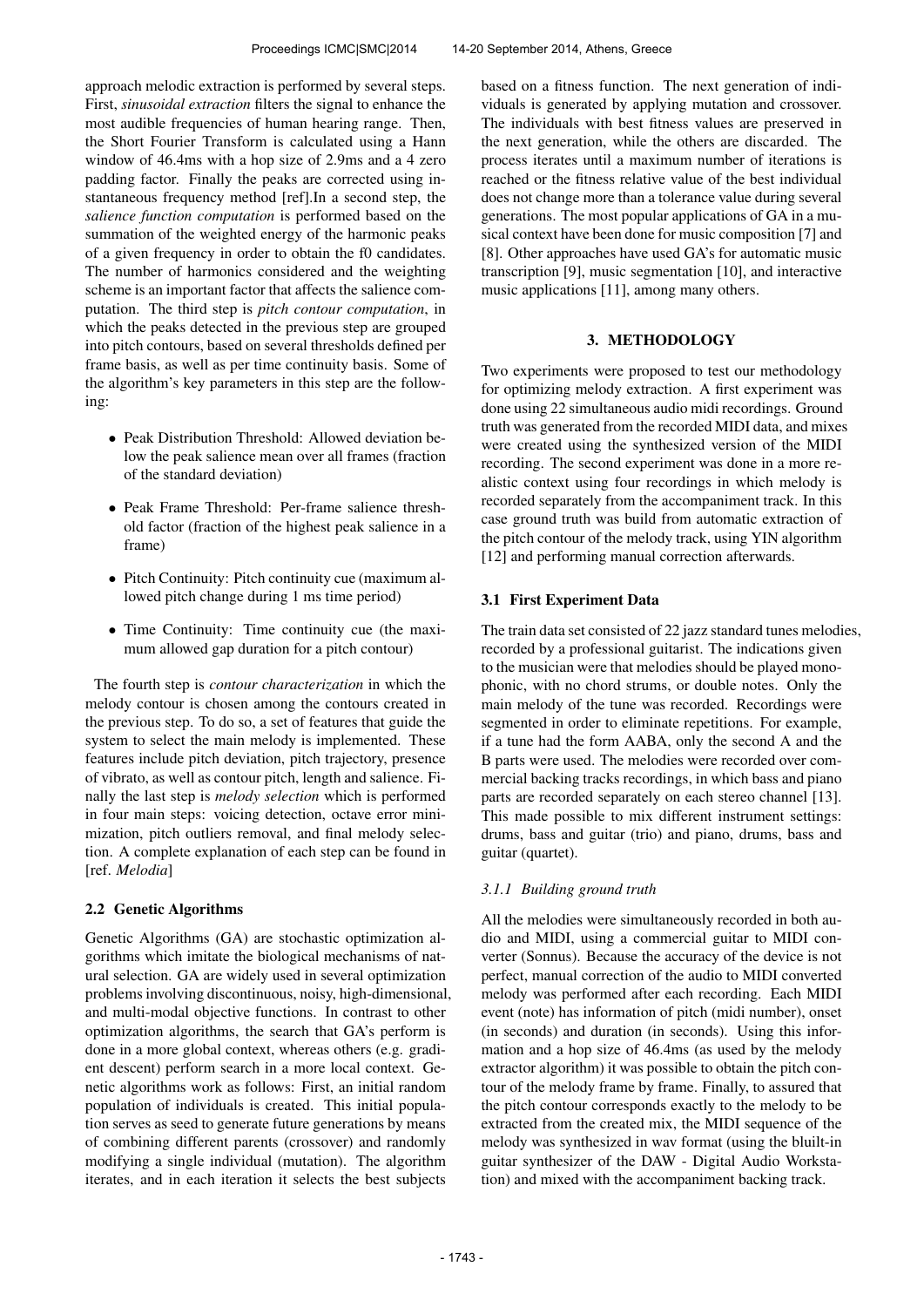approach melodic extraction is performed by several steps. First, *sinusoidal extraction* filters the signal to enhance the most audible frequencies of human hearing range. Then, the Short Fourier Transform is calculated using a Hann window of 46.4ms with a hop size of 2.9ms and a 4 zero padding factor. Finally the peaks are corrected using instantaneous frequency method [ref].In a second step, the *salience function computation* is performed based on the summation of the weighted energy of the harmonic peaks of a given frequency in order to obtain the f0 candidates. The number of harmonics considered and the weighting scheme is an important factor that affects the salience computation. The third step is *pitch contour computation*, in which the peaks detected in the previous step are grouped into pitch contours, based on several thresholds defined per frame basis, as well as per time continuity basis. Some of the algorithm's key parameters in this step are the following:

- Peak Distribution Threshold: Allowed deviation below the peak salience mean over all frames (fraction of the standard deviation)
- Peak Frame Threshold: Per-frame salience threshold factor (fraction of the highest peak salience in a frame)
- Pitch Continuity: Pitch continuity cue (maximum allowed pitch change during 1 ms time period)
- Time Continuity: Time continuity cue (the maximum allowed gap duration for a pitch contour)

The fourth step is *contour characterization* in which the melody contour is chosen among the contours created in the previous step. To do so, a set of features that guide the system to select the main melody is implemented. These features include pitch deviation, pitch trajectory, presence of vibrato, as well as contour pitch, length and salience. Finally the last step is *melody selection* which is performed in four main steps: voicing detection, octave error minimization, pitch outliers removal, and final melody selection. A complete explanation of each step can be found in [ref. *Melodia*]

### 2.2 Genetic Algorithms

Genetic Algorithms (GA) are stochastic optimization algorithms which imitate the biological mechanisms of natural selection. GA are widely used in several optimization problems involving discontinuous, noisy, high-dimensional, and multi-modal objective functions. In contrast to other optimization algorithms, the search that GA's perform is done in a more global context, whereas others (e.g. gradient descent) perform search in a more local context. Genetic algorithms work as follows: First, an initial random population of individuals is created. This initial population serves as seed to generate future generations by means of combining different parents (crossover) and randomly modifying a single individual (mutation). The algorithm iterates, and in each iteration it selects the best subjects based on a fitness function. The next generation of individuals is generated by applying mutation and crossover. The individuals with best fitness values are preserved in the next generation, while the others are discarded. The process iterates until a maximum number of iterations is reached or the fitness relative value of the best individual does not change more than a tolerance value during several generations. The most popular applications of GA in a musical context have been done for music composition [7] and [8]. Other approaches have used GA's for automatic music transcription [9], music segmentation [10], and interactive music applications [11], among many others.

## 3. METHODOLOGY

Two experiments were proposed to test our methodology for optimizing melody extraction. A first experiment was done using 22 simultaneous audio midi recordings. Ground truth was generated from the recorded MIDI data, and mixes were created using the synthesized version of the MIDI recording. The second experiment was done in a more realistic context using four recordings in which melody is recorded separately from the accompaniment track. In this case ground truth was build from automatic extraction of the pitch contour of the melody track, using YIN algorithm [12] and performing manual correction afterwards.

### 3.1 First Experiment Data

The train data set consisted of 22 jazz standard tunes melodies, recorded by a professional guitarist. The indications given to the musician were that melodies should be played monophonic, with no chord strums, or double notes. Only the main melody of the tune was recorded. Recordings were segmented in order to eliminate repetitions. For example, if a tune had the form AABA, only the second A and the B parts were used. The melodies were recorded over commercial backing tracks recordings, in which bass and piano parts are recorded separately on each stereo channel [13]. This made possible to mix different instrument settings: drums, bass and guitar (trio) and piano, drums, bass and guitar (quartet).

#### *3.1.1 Building ground truth*

All the melodies were simultaneously recorded in both audio and MIDI, using a commercial guitar to MIDI converter (Sonnus). Because the accuracy of the device is not perfect, manual correction of the audio to MIDI converted melody was performed after each recording. Each MIDI event (note) has information of pitch (midi number), onset (in seconds) and duration (in seconds). Using this information and a hop size of 46.4ms (as used by the melody extractor algorithm) it was possible to obtain the pitch contour of the melody frame by frame. Finally, to assured that the pitch contour corresponds exactly to the melody to be extracted from the created mix, the MIDI sequence of the melody was synthesized in wav format (using the bluilt-in guitar synthesizer of the DAW - Digital Audio Workstation) and mixed with the accompaniment backing track.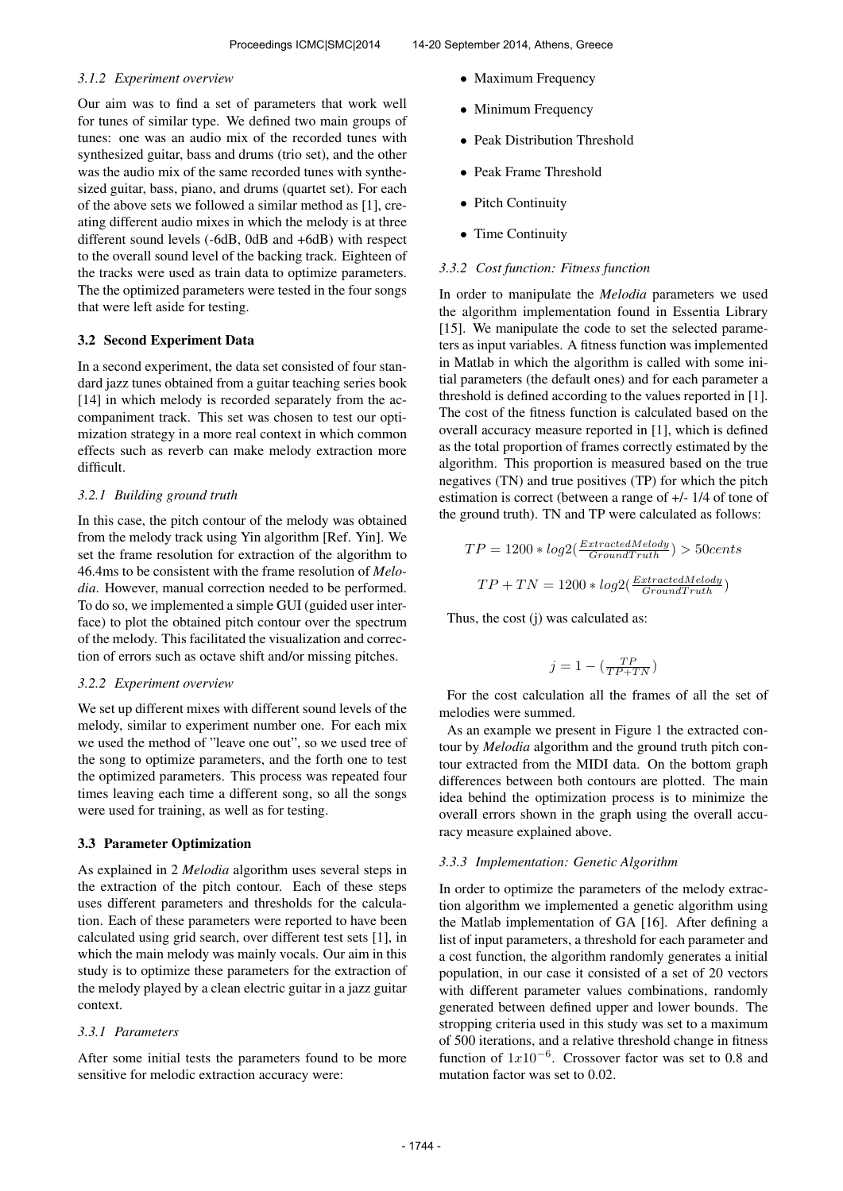#### 3.1.2 Experiment overview

Our aim was to find a set of parameters that work well for tunes of similar type. We defined two main groups of tunes: one was an audio mix of the recorded tunes with synthesized guitar, bass and drums (trio set), and the other was the audio mix of the same recorded tunes with synthesized guitar, bass, piano, and drums (quartet set). For each of the above sets we followed a similar method as [1], creating different audio mixes in which the melody is at three different sound levels (-6dB, 0dB and +6dB) with respect to the overall sound level of the backing track. Eighteen of the tracks were used as train data to optimize parameters. The the optimized parameters were tested in the four songs that were left aside for testing.

### 3.2 Second Experiment Data

In a second experiment, the data set consisted of four standard jazz tunes obtained from a guitar teaching series book [14] in which melody is recorded separately from the accompaniment track. This set was chosen to test our optimization strategy in a more real context in which common effects such as reverb can make melody extraction more difficult.

#### 3.2.1 Building ground truth

In this case, the pitch contour of the melody was obtained from the melody track using Yin algorithm [Ref. Yin]. We set the frame resolution for extraction of the algorithm to 46.4ms to be consistent with the frame resolution of *Melodia*. However, manual correction needed to be performed. To do so, we implemented a simple GUI (guided user interface) to plot the obtained pitch contour over the spectrum of the melody. This facilitated the visualization and correction of errors such as octave shift and/or missing pitches.

#### 3.2.2 Experiment overview

We set up different mixes with different sound levels of the melody, similar to experiment number one. For each mix we used the method of "leave one out", so we used tree of the song to optimize parameters, and the forth one to test the optimized parameters. This process was repeated four times leaving each time a different song, so all the songs were used for training, as well as for testing.

### 3.3 Parameter Optimization

As explained in 2 *Melodia* algorithm uses several steps in the extraction of the pitch contour. Each of these steps uses different parameters and thresholds for the calculation. Each of these parameters were reported to have been calculated using grid search, over different test sets [1], in which the main melody was mainly vocals. Our aim in this study is to optimize these parameters for the extraction of the melody played by a clean electric guitar in a jazz guitar context.

#### 3.3.1 Parameters

After some initial tests the parameters found to be more sensitive for melodic extraction accuracy were:

- Maximum Frequency
- Minimum Frequency
- Peak Distribution Threshold
- Peak Frame Threshold
- Pitch Continuity
- Time Continuity

#### 3.3.2 Cost function: Fitness function

In order to manipulate the *Melodia* parameters we used the algorithm implementation found in Essentia Library [15]. We manipulate the code to set the selected parameters as input variables. A fitness function was implemented in Matlab in which the algorithm is called with some initial parameters (the default ones) and for each parameter a threshold is defined according to the values reported in [1]. The cost of the fitness function is calculated based on the overall accuracy measure reported in [1], which is defined as the total proportion of frames correctly estimated by the algorithm. This proportion is measured based on the true negatives (TN) and true positives (TP) for which the pitch estimation is correct (between a range of +/- 1/4 of tone of the ground truth). TN and TP were calculated as follows:

$$TP = 1200 * log2(\frac{ExtractedMelody}{GroundTruth}) > 50cents$$

$$TP + TN = 1200 * log2(\frac{ExtractedMelody}{GroundTruth})$$

Thus, the cost (j) was calculated as:

$$j = 1 - (\frac{TP}{TP+TN})$$

For the cost calculation all the frames of all the set of melodies were summed.

As an example we present in Figure 1 the extracted contour by *Melodia* algorithm and the ground truth pitch contour extracted from the MIDI data. On the bottom graph differences between both contours are plotted. The main idea behind the optimization process is to minimize the overall errors shown in the graph using the overall accuracy measure explained above.

#### 3.3.3 Implementation: Genetic Algorithm

In order to optimize the parameters of the melody extraction algorithm we implemented a genetic algorithm using the Matlab implementation of GA [16]. After defining a list of input parameters, a threshold for each parameter and a cost function, the algorithm randomly generates a initial population, in our case it consisted of a set of 20 vectors with different parameter values combinations, randomly generated between defined upper and lower bounds. The stropping criteria used in this study was set to a maximum of 500 iterations, and a relative threshold change in fitness function of $1x10^{-6}$. Crossover factor was set to 0.8 and mutation factor was set to 0.02.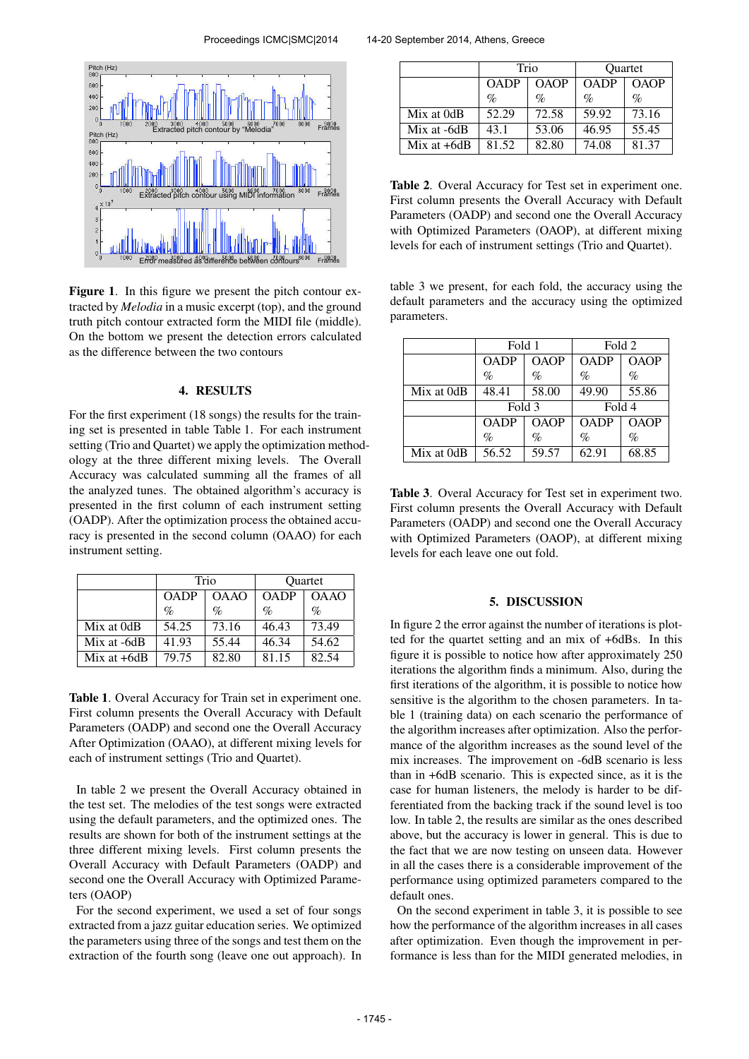**Figure 1**. In this figure we present the pitch contour extracted by *Melodia* in a music excerpt (top), and the ground truth pitch contour extracted form the MIDI file (middle). On the bottom we present the detection errors calculated as the difference between the two contours

## 4. RESULTS

For the first experiment (18 songs) the results for the training set is presented in table Table 1. For each instrument setting (Trio and Quartet) we apply the optimization methodology at the three different mixing levels. The Overall Accuracy was calculated summing all the frames of all the analyzed tunes. The obtained algorithm's accuracy is presented in the first column of each instrument setting (OADP). After the optimization process the obtained accuracy is presented in the second column (OAAO) for each instrument setting.

| | Trio | | Quartet | |
|---|---|---|---|---|
| | OADP % | OAAO % | OADP % | OAAO % |
| Mix at 0dB | 54.25 | 73.16 | 46.43 | 73.49 |
| Mix at -6dB | 41.93 | 55.44 | 46.34 | 54.62 |
| Mix at +6dB | 79.75 | 82.80 | 81.15 | 82.54 |

**Table 1**. Overal Accuracy for Train set in experiment one. First column presents the Overall Accuracy with Default Parameters (OADP) and second one the Overall Accuracy After Optimization (OAAO), at different mixing levels for each of instrument settings (Trio and Quartet).

In table 2 we present the Overall Accuracy obtained in the test set. The melodies of the test songs were extracted using the default parameters, and the optimized ones. The results are shown for both of the instrument settings at the three different mixing levels. First column presents the Overall Accuracy with Default Parameters (OADP) and second one the Overall Accuracy with Optimized Parameters (OAOP)

For the second experiment, we used a set of four songs extracted from a jazz guitar education series. We optimized the parameters using three of the songs and test them on the extraction of the fourth song (leave one out approach). In table 3 we present, for each fold, the accuracy using the default parameters and the accuracy using the optimized parameters.

| | Trio | | Quartet | |
|---|---|---|---|---|
| | OADP % | OAOP % | OADP % | OAOP % |
| Mix at 0dB | 52.29 | 72.58 | 59.92 | 73.16 |
| Mix at -6dB | 43.1 | 53.06 | 46.95 | 55.45 |
| Mix at +6dB | 81.52 | 82.80 | 74.08 | 81.37 |

**Table 2**. Overal Accuracy for Test set in experiment one. First column presents the Overall Accuracy with Default Parameters (OADP) and second one the Overall Accuracy with Optimized Parameters (OAOP), at different mixing levels for each of instrument settings (Trio and Quartet).

| | Fold 1 | | Fold 2 | |
|---|---|---|---|---|
| | OADP % | OAOP % | OADP % | OAOP % |
| Mix at 0dB | 48.41 | 58.00 | 49.90 | 55.86 |
| | Fold 3 | | Fold 4 | |
| | OADP % | OAOP % | OADP % | OAOP % |
| Mix at 0dB | 56.52 | 59.57 | 62.91 | 68.85 |

**Table 3**. Overal Accuracy for Test set in experiment two. First column presents the Overall Accuracy with Default Parameters (OADP) and second one the Overall Accuracy with Optimized Parameters (OAOP), at different mixing levels for each leave one out fold.

## 5. DISCUSSION

In figure 2 the error against the number of iterations is plotted for the quartet setting and an mix of +6dBs. In this figure it is possible to notice how after approximately 250 iterations the algorithm finds a minimum. Also, during the first iterations of the algorithm, it is possible to notice how sensitive is the algorithm to the chosen parameters. In table 1 (training data) on each scenario the performance of the algorithm increases after optimization. Also the performance of the algorithm increases as the sound level of the mix increases. The improvement on -6dB scenario is less than in +6dB scenario. This is expected since, as it is the case for human listeners, the melody is harder to be differentiated from the backing track if the sound level is too low. In table 2, the results are similar as the ones described above, but the accuracy is lower in general. This is due to the fact that we are now testing on unseen data. However in all the cases there is a considerable improvement of the performance using optimized parameters compared to the default ones.

On the second experiment in table 3, it is possible to see how the performance of the algorithm increases in all cases after optimization. Even though the improvement in performance is less than for the MIDI generated melodies, in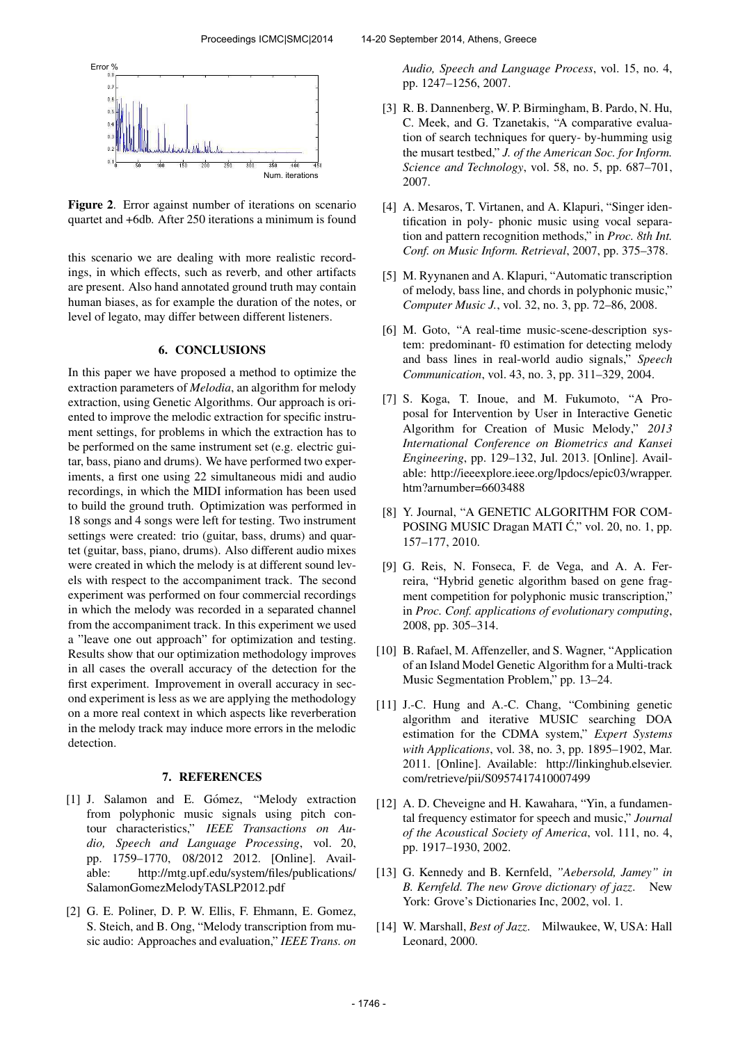**Figure 2**. Error against number of iterations on scenario quartet and +6db. After 250 iterations a minimum is found

this scenario we are dealing with more realistic recordings, in which effects, such as reverb, and other artifacts are present. Also hand annotated ground truth may contain human biases, as for example the duration of the notes, or level of legato, may differ between different listeners.

## 6. CONCLUSIONS

In this paper we have proposed a method to optimize the extraction parameters of *Melodia*, an algorithm for melody extraction, using Genetic Algorithms. Our approach is oriented to improve the melodic extraction for specific instrument settings, for problems in which the extraction has to be performed on the same instrument set (e.g. electric guitar, bass, piano and drums). We have performed two experiments, a first one using 22 simultaneous midi and audio recordings, in which the MIDI information has been used to build the ground truth. Optimization was performed in 18 songs and 4 songs were left for testing. Two instrument settings were created: trio (guitar, bass, drums) and quartet (guitar, bass, piano, drums). Also different audio mixes were created in which the melody is at different sound levels with respect to the accompaniment track. The second experiment was performed on four commercial recordings in which the melody was recorded in a separated channel from the accompaniment track. In this experiment we used a "leave one out approach" for optimization and testing. Results show that our optimization methodology improves in all cases the overall accuracy of the detection for the first experiment. Improvement in overall accuracy in second experiment is less as we are applying the methodology on a more real context in which aspects like reverberation in the melody track may induce more errors in the melodic detection.

## 7. REFERENCES

[1] J. Salamon and E. Gómez, "Melody extraction from polyphonic music signals using pitch contour characteristics," *IEEE Transactions on Audio, Speech and Language Processing*, vol. 20, pp. 1759–1770, 08/2012 2012. [Online]. Available: http://mtg.upf.edu/system/files/publications/SalamonGomezMelodyTASLP2012.pdf

[2] G. E. Poliner, D. P. W. Ellis, F. Ehmann, E. Gomez, S. Steich, and B. Ong, "Melody transcription from music audio: Approaches and evaluation," *IEEE Trans. on Audio, Speech and Language Process*, vol. 15, no. 4, pp. 1247–1256, 2007.

[3] R. B. Dannenberg, W. P. Birmingham, B. Pardo, N. Hu, C. Meek, and G. Tzanetakis, "A comparative evaluation of search techniques for query- by-humming usig the musart testbed," *J. of the American Soc. for Inform. Science and Technology*, vol. 58, no. 5, pp. 687–701, 2007.

[4] A. Mesaros, T. Virtanen, and A. Klapuri, "Singer identification in poly- phonic music using vocal separation and pattern recognition methods," in *Proc. 8th Int. Conf. on Music Inform. Retrieval*, 2007, pp. 375–378.

[5] M. Ryynanen and A. Klapuri, "Automatic transcription of melody, bass line, and chords in polyphonic music," *Computer Music J.*, vol. 32, no. 3, pp. 72–86, 2008.

[6] M. Goto, "A real-time music-scene-description system: predominant- f0 estimation for detecting melody and bass lines in real-world audio signals," *Speech Communication*, vol. 43, no. 3, pp. 311–329, 2004.

[7] S. Koga, T. Inoue, and M. Fukumoto, "A Proposal for Intervention by User in Interactive Genetic Algorithm for Creation of Music Melody," *2013 International Conference on Biometrics and Kansei Engineering*, pp. 129–132, Jul. 2013. [Online]. Available: http://ieeexplore.ieee.org/lpdocs/epic03/wrapper.htm?arnumber=6603488

[8] Y. Journal, "A GENETIC ALGORITHM FOR COMPOSING MUSIC Dragan MATI Ć," vol. 20, no. 1, pp. 157–177, 2010.

[9] G. Reis, N. Fonseca, F. de Vega, and A. A. Ferreira, "Hybrid genetic algorithm based on gene fragment competition for polyphonic music transcription," in *Proc. Conf. applications of evolutionary computing*, 2008, pp. 305–314.

[10] B. Rafael, M. Affenzeller, and S. Wagner, "Application of an Island Model Genetic Algorithm for a Multi-track Music Segmentation Problem," pp. 13–24.

[11] J.-C. Hung and A.-C. Chang, "Combining genetic algorithm and iterative MUSIC searching DOA estimation for the CDMA system," *Expert Systems with Applications*, vol. 38, no. 3, pp. 1895–1902, Mar. 2011. [Online]. Available: http://linkinghub.elsevier.com/retrieve/pii/S0957417410007499

[12] A. D. Cheveigne and H. Kawahara, "Yin, a fundamental frequency estimator for speech and music," *Journal of the Acoustical Society of America*, vol. 111, no. 4, pp. 1917–1930, 2002.

[13] G. Kennedy and B. Kernfeld, *"Aebersold, Jamey" in B. Kernfeld. The new Grove dictionary of jazz*. New York: Grove's Dictionaries Inc, 2002, vol. 1.

[14] W. Marshall, *Best of Jazz*. Milwaukee, W, USA: Hall Leonard, 2000.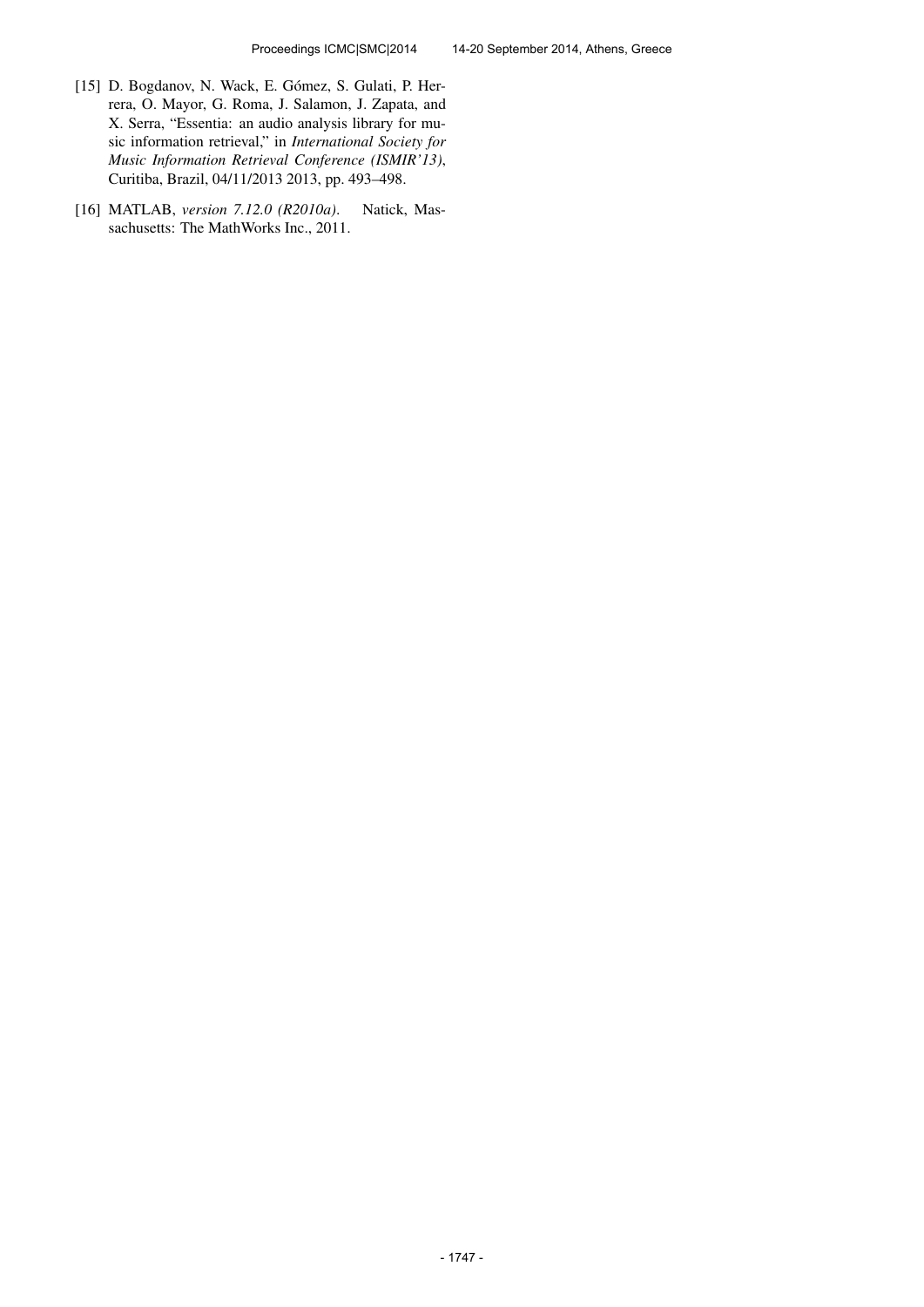[15] D. Bogdanov, N. Wack, E. Gómez, S. Gulati, P. Herrera, O. Mayor, G. Roma, J. Salamon, J. Zapata, and X. Serra, "Essentia: an audio analysis library for music information retrieval," in *International Society for Music Information Retrieval Conference (ISMIR'13)*, Curitiba, Brazil, 04/11/2013 2013, pp. 493–498.

[16] MATLAB, *version 7.12.0 (R2010a)*. Natick, Massachusetts: The MathWorks Inc., 2011.